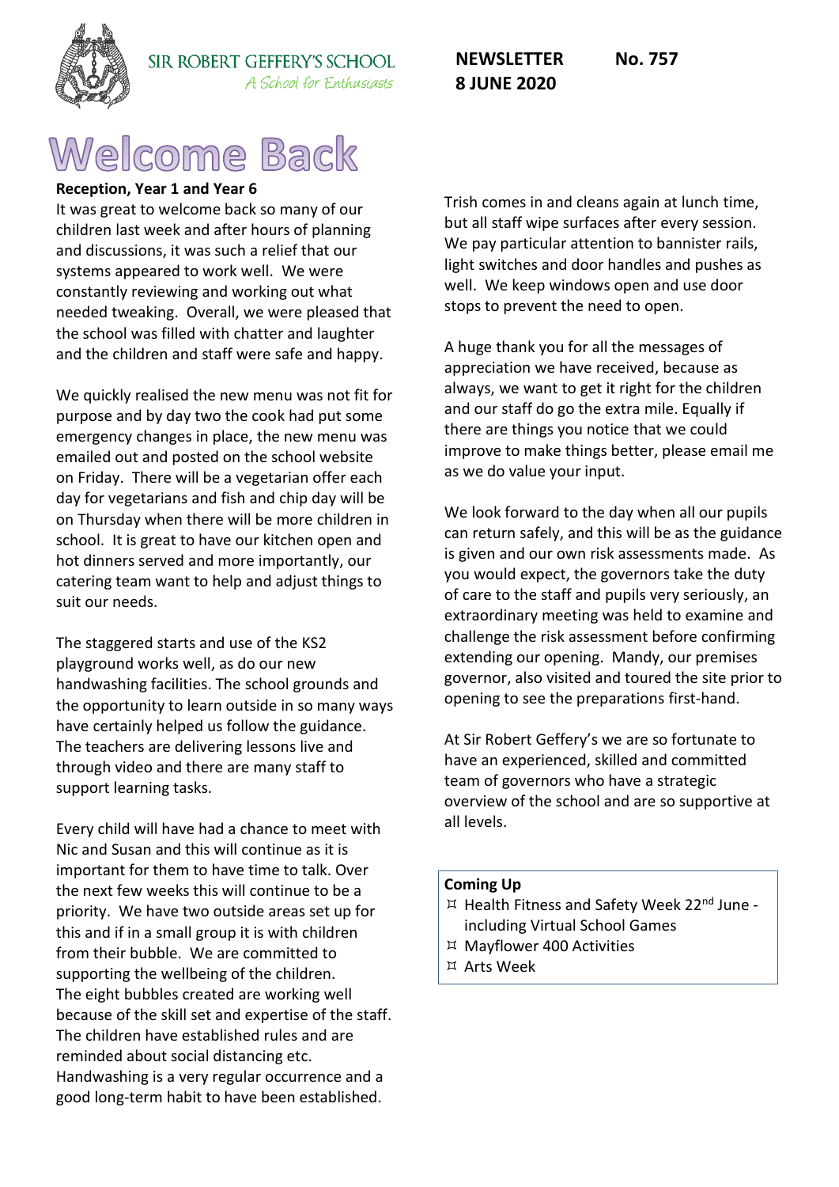SIR ROBERT GEFFERY'S SCHOOL
*A School for Enthusiasts*

**NEWSLETTER No. 757**
**8 JUNE 2020**

# Welcome Back

**Reception, Year 1 and Year 6**

It was great to welcome back so many of our children last week and after hours of planning and discussions, it was such a relief that our systems appeared to work well. We were constantly reviewing and working out what needed tweaking. Overall, we were pleased that the school was filled with chatter and laughter and the children and staff were safe and happy.

We quickly realised the new menu was not fit for purpose and by day two the cook had put some emergency changes in place, the new menu was emailed out and posted on the school website on Friday. There will be a vegetarian offer each day for vegetarians and fish and chip day will be on Thursday when there will be more children in school. It is great to have our kitchen open and hot dinners served and more importantly, our catering team want to help and adjust things to suit our needs.

The staggered starts and use of the KS2 playground works well, as do our new handwashing facilities. The school grounds and the opportunity to learn outside in so many ways have certainly helped us follow the guidance. The teachers are delivering lessons live and through video and there are many staff to support learning tasks.

Every child will have had a chance to meet with Nic and Susan and this will continue as it is important for them to have time to talk. Over the next few weeks this will continue to be a priority. We have two outside areas set up for this and if in a small group it is with children from their bubble. We are committed to supporting the wellbeing of the children. The eight bubbles created are working well because of the skill set and expertise of the staff. The children have established rules and are reminded about social distancing etc. Handwashing is a very regular occurrence and a good long-term habit to have been established.

Trish comes in and cleans again at lunch time, but all staff wipe surfaces after every session. We pay particular attention to bannister rails, light switches and door handles and pushes as well. We keep windows open and use door stops to prevent the need to open.

A huge thank you for all the messages of appreciation we have received, because as always, we want to get it right for the children and our staff do go the extra mile. Equally if there are things you notice that we could improve to make things better, please email me as we do value your input.

We look forward to the day when all our pupils can return safely, and this will be as the guidance is given and our own risk assessments made. As you would expect, the governors take the duty of care to the staff and pupils very seriously, an extraordinary meeting was held to examine and challenge the risk assessment before confirming extending our opening. Mandy, our premises governor, also visited and toured the site prior to opening to see the preparations first-hand.

At Sir Robert Geffery's we are so fortunate to have an experienced, skilled and committed team of governors who have a strategic overview of the school and are so supportive at all levels.

**Coming Up**

- Health Fitness and Safety Week 22nd June - including Virtual School Games
- Mayflower 400 Activities
- Arts Week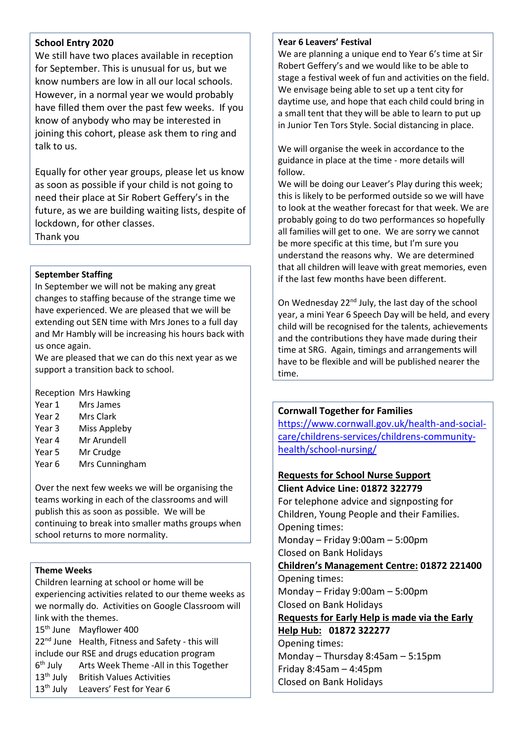## School Entry 2020

We still have two places available in reception for September. This is unusual for us, but we know numbers are low in all our local schools. However, in a normal year we would probably have filled them over the past few weeks. If you know of anybody who may be interested in joining this cohort, please ask them to ring and talk to us.

Equally for other year groups, please let us know as soon as possible if your child is not going to need their place at Sir Robert Geffery's in the future, as we are building waiting lists, despite of lockdown, for other classes.
Thank you

## September Staffing

In September we will not be making any great changes to staffing because of the strange time we have experienced. We are pleased that we will be extending out SEN time with Mrs Jones to a full day and Mr Hambly will be increasing his hours back with us once again.
We are pleased that we can do this next year as we support a transition back to school.

| | |
|---|---|
| Reception | Mrs Hawking |
| Year 1 | Mrs James |
| Year 2 | Mrs Clark |
| Year 3 | Miss Appleby |
| Year 4 | Mr Arundell |
| Year 5 | Mr Crudge |
| Year 6 | Mrs Cunningham |

Over the next few weeks we will be organising the teams working in each of the classrooms and will publish this as soon as possible. We will be continuing to break into smaller maths groups when school returns to more normality.

## Theme Weeks

Children learning at school or home will be experiencing activities related to our theme weeks as we normally do. Activities on Google Classroom will link with the themes.

| | |
|---|---|
| 15th June | Mayflower 400 |
| 22nd June | Health, Fitness and Safety - this will include our RSE and drugs education program |
| 6th July | Arts Week Theme -All in this Together |
| 13th July | British Values Activities |
| 13th July | Leavers' Fest for Year 6 |

## Year 6 Leavers' Festival

We are planning a unique end to Year 6's time at Sir Robert Geffery's and we would like to be able to stage a festival week of fun and activities on the field. We envisage being able to set up a tent city for daytime use, and hope that each child could bring in a small tent that they will be able to learn to put up in Junior Ten Tors Style. Social distancing in place.

We will organise the week in accordance to the guidance in place at the time - more details will follow.
We will be doing our Leaver's Play during this week; this is likely to be performed outside so we will have to look at the weather forecast for that week. We are probably going to do two performances so hopefully all families will get to one. We are sorry we cannot be more specific at this time, but I'm sure you understand the reasons why. We are determined that all children will leave with great memories, even if the last few months have been different.

On Wednesday 22nd July, the last day of the school year, a mini Year 6 Speech Day will be held, and every child will be recognised for the talents, achievements and the contributions they have made during their time at SRG. Again, timings and arrangements will have to be flexible and will be published nearer the time.

## Cornwall Together for Families

https://www.cornwall.gov.uk/health-and-social-care/childrens-services/childrens-community-health/school-nursing/

**Requests for School Nurse Support**
**Client Advice Line: 01872 322779**
For telephone advice and signposting for Children, Young People and their Families.
Opening times:
Monday – Friday 9:00am – 5:00pm
Closed on Bank Holidays

**Children's Management Centre: 01872 221400**
Opening times:
Monday – Friday 9:00am – 5:00pm
Closed on Bank Holidays

**Requests for Early Help is made via the Early Help Hub: 01872 322277**
Opening times:
Monday – Thursday 8:45am – 5:15pm
Friday 8:45am – 4:45pm
Closed on Bank Holidays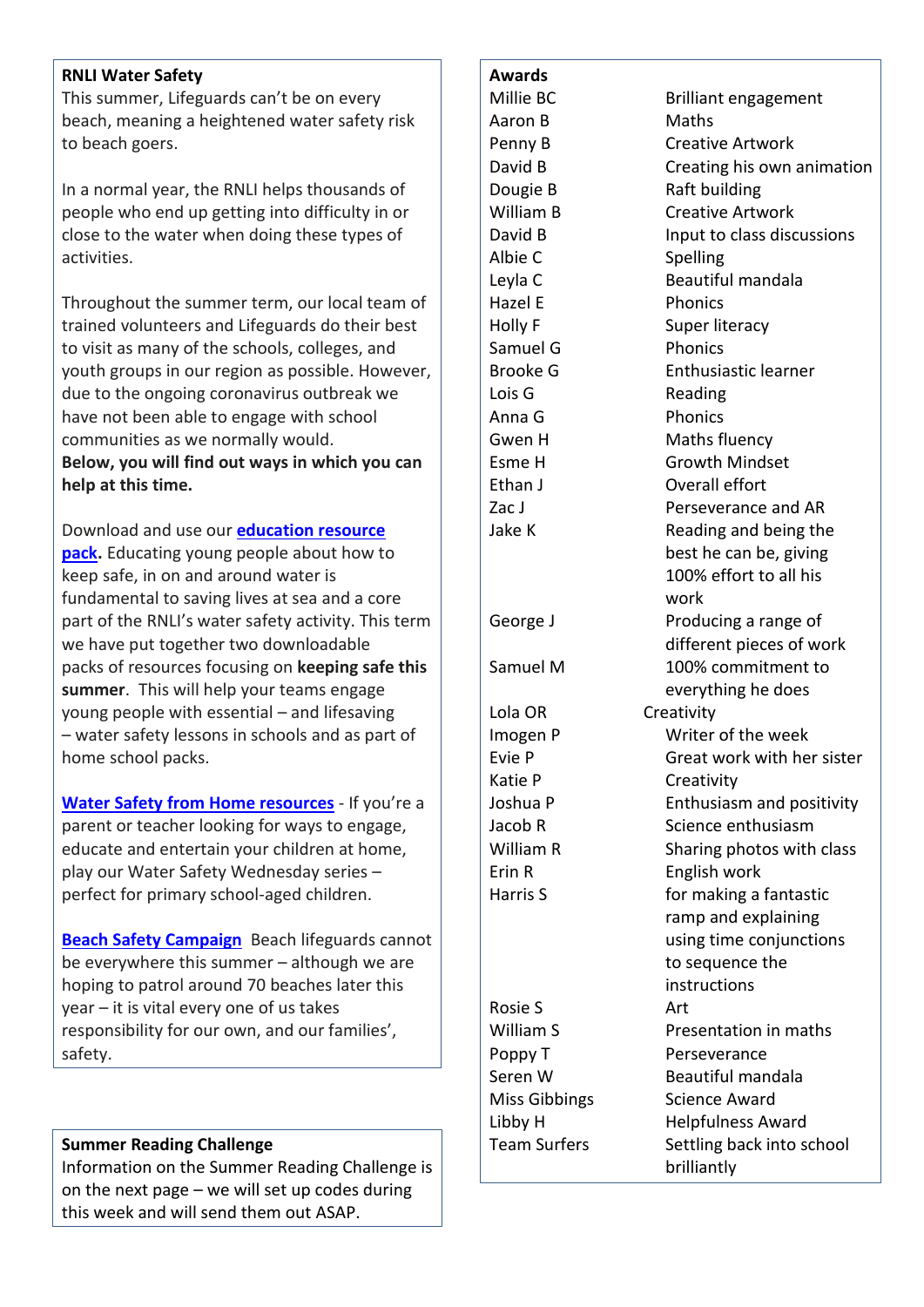## RNLI Water Safety

This summer, Lifeguards can't be on every beach, meaning a heightened water safety risk to beach goers.

In a normal year, the RNLI helps thousands of people who end up getting into difficulty in or close to the water when doing these types of activities.

Throughout the summer term, our local team of trained volunteers and Lifeguards do their best to visit as many of the schools, colleges, and youth groups in our region as possible. However, due to the ongoing coronavirus outbreak we have not been able to engage with school communities as we normally would.
**Below, you will find out ways in which you can help at this time.**

Download and use our **education resource pack**. Educating young people about how to keep safe, in on and around water is fundamental to saving lives at sea and a core part of the RNLI's water safety activity. This term we have put together two downloadable packs of resources focusing on **keeping safe this summer**. This will help your teams engage young people with essential – and lifesaving – water safety lessons in schools and as part of home school packs.

**Water Safety from Home resources** - If you're a parent or teacher looking for ways to engage, educate and entertain your children at home, play our Water Safety Wednesday series – perfect for primary school-aged children.

**Beach Safety Campaign** Beach lifeguards cannot be everywhere this summer – although we are hoping to patrol around 70 beaches later this year – it is vital every one of us takes responsibility for our own, and our families', safety.

## Summer Reading Challenge

Information on the Summer Reading Challenge is on the next page – we will set up codes during this week and will send them out ASAP.

## Awards

| Name | Award |
|---|---|
| Millie BC | Brilliant engagement |
| Aaron B | Maths |
| Penny B | Creative Artwork |
| David B | Creating his own animation |
| Dougie B | Raft building |
| William B | Creative Artwork |
| David B | Input to class discussions |
| Albie C | Spelling |
| Leyla C | Beautiful mandala |
| Hazel E | Phonics |
| Holly F | Super literacy |
| Samuel G | Phonics |
| Brooke G | Enthusiastic learner |
| Lois G | Reading |
| Anna G | Phonics |
| Gwen H | Maths fluency |
| Esme H | Growth Mindset |
| Ethan J | Overall effort |
| Zac J | Perseverance and AR |
| Jake K | Reading and being the best he can be, giving 100% effort to all his work |
| George J | Producing a range of different pieces of work |
| Samuel M | 100% commitment to everything he does |
| Lola OR | Creativity |
| Imogen P | Writer of the week |
| Evie P | Great work with her sister |
| Katie P | Creativity |
| Joshua P | Enthusiasm and positivity |
| Jacob R | Science enthusiasm |
| William R | Sharing photos with class |
| Erin R | English work |
| Harris S | for making a fantastic ramp and explaining using time conjunctions to sequence the instructions |
| Rosie S | Art |
| William S | Presentation in maths |
| Poppy T | Perseverance |
| Seren W | Beautiful mandala |
| Miss Gibbings | Science Award |
| Libby H | Helpfulness Award |
| Team Surfers | Settling back into school brilliantly |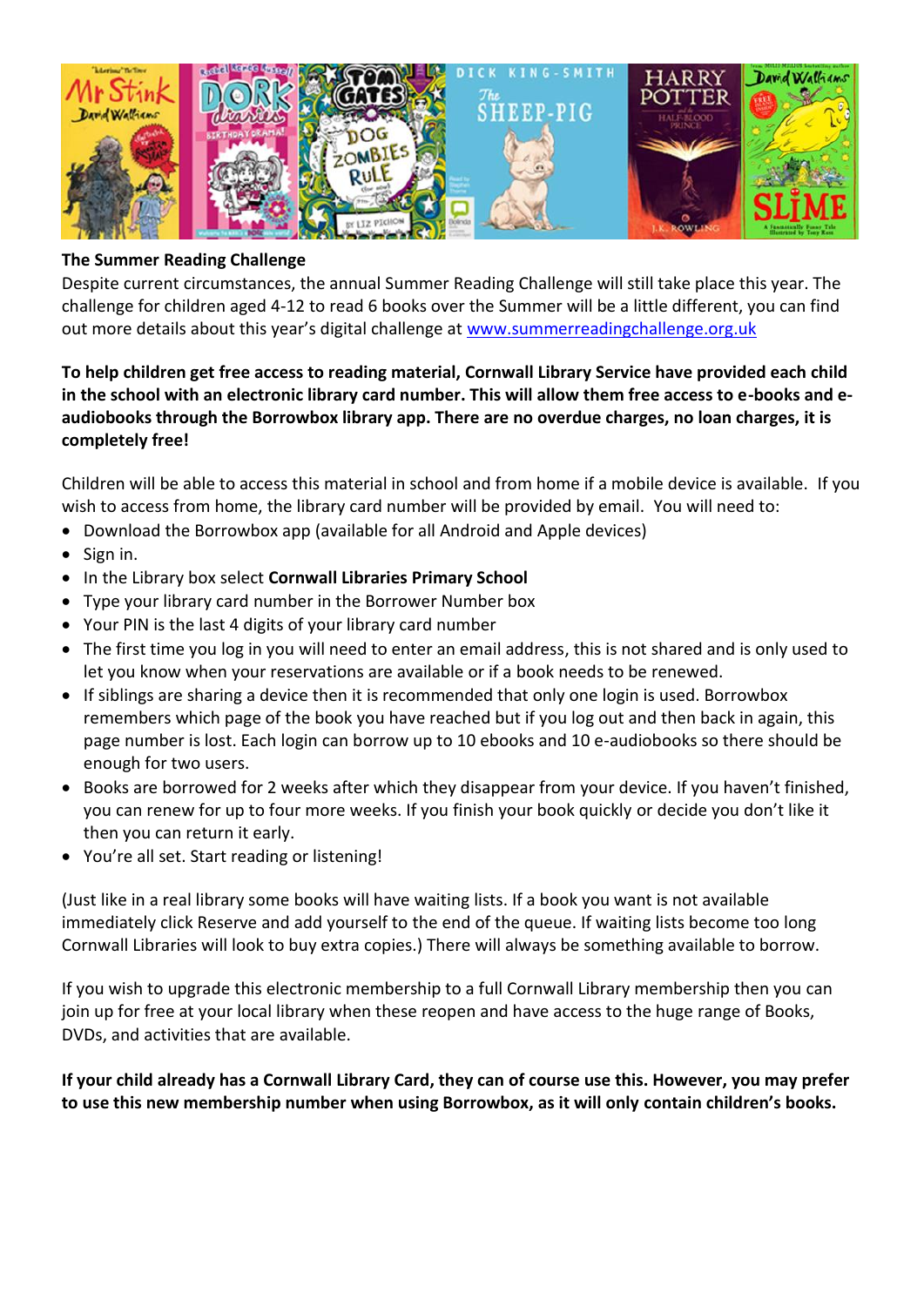**The Summer Reading Challenge**

Despite current circumstances, the annual Summer Reading Challenge will still take place this year. The challenge for children aged 4-12 to read 6 books over the Summer will be a little different, you can find out more details about this year's digital challenge at www.summerreadingchallenge.org.uk

**To help children get free access to reading material, Cornwall Library Service have provided each child in the school with an electronic library card number. This will allow them free access to e-books and e-audiobooks through the Borrowbox library app. There are no overdue charges, no loan charges, it is completely free!**

Children will be able to access this material in school and from home if a mobile device is available. If you wish to access from home, the library card number will be provided by email. You will need to:

- Download the Borrowbox app (available for all Android and Apple devices)
- Sign in.
- In the Library box select **Cornwall Libraries Primary School**
- Type your library card number in the Borrower Number box
- Your PIN is the last 4 digits of your library card number
- The first time you log in you will need to enter an email address, this is not shared and is only used to let you know when your reservations are available or if a book needs to be renewed.
- If siblings are sharing a device then it is recommended that only one login is used. Borrowbox remembers which page of the book you have reached but if you log out and then back in again, this page number is lost. Each login can borrow up to 10 ebooks and 10 e-audiobooks so there should be enough for two users.
- Books are borrowed for 2 weeks after which they disappear from your device. If you haven't finished, you can renew for up to four more weeks. If you finish your book quickly or decide you don't like it then you can return it early.
- You're all set. Start reading or listening!

(Just like in a real library some books will have waiting lists. If a book you want is not available immediately click Reserve and add yourself to the end of the queue. If waiting lists become too long Cornwall Libraries will look to buy extra copies.) There will always be something available to borrow.

If you wish to upgrade this electronic membership to a full Cornwall Library membership then you can join up for free at your local library when these reopen and have access to the huge range of Books, DVDs, and activities that are available.

**If your child already has a Cornwall Library Card, they can of course use this. However, you may prefer to use this new membership number when using Borrowbox, as it will only contain children's books.**